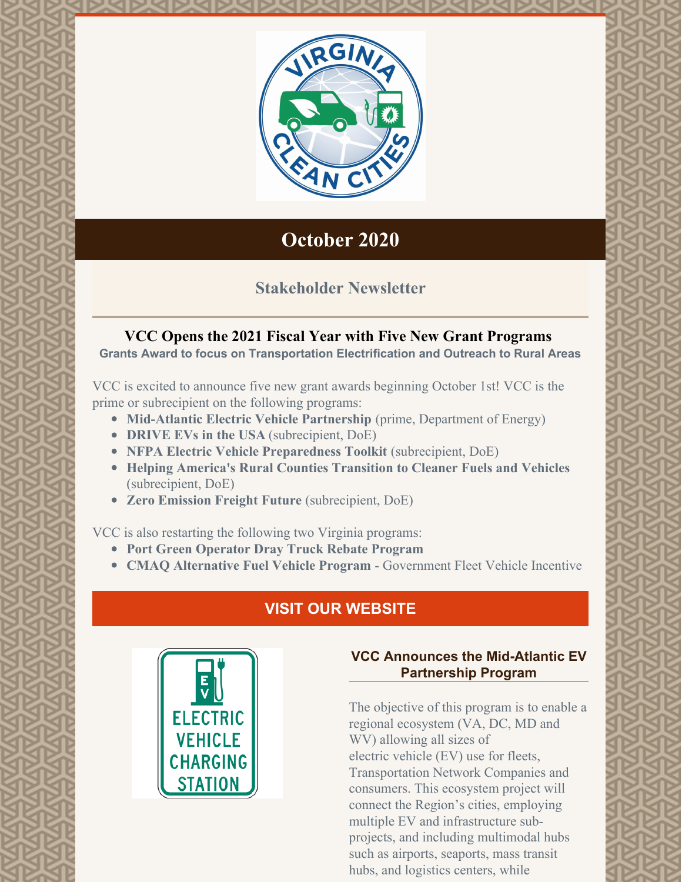# October 2020

## Stakeholder Newsletter

### VCC Opens the 2021 Fiscal Year with Five New Grant Programs

**Grants Award to focus on Transportation Electrification and Outreach to Rural Areas**

VCC is excited to announce five new grant awards beginning October 1st! VCC is the prime or subrecipient on the following programs:

- **Mid-Atlantic Electric Vehicle Partnership** (prime, Department of Energy)
- **DRIVE EVs in the USA** (subrecipient, DoE)
- **NFPA Electric Vehicle Preparedness Toolkit** (subrecipient, DoE)
- **Helping America's Rural Counties Transition to Cleaner Fuels and Vehicles** (subrecipient, DoE)
- **Zero Emission Freight Future** (subrecipient, DoE)

VCC is also restarting the following two Virginia programs:

- **Port Green Operator Dray Truck Rebate Program**
- **CMAQ Alternative Fuel Vehicle Program** - Government Fleet Vehicle Incentive

**VISIT OUR WEBSITE**

### VCC Announces the Mid-Atlantic EV Partnership Program

The objective of this program is to enable a regional ecosystem (VA, DC, MD and WV) allowing all sizes of electric vehicle (EV) use for fleets, Transportation Network Companies and consumers. This ecosystem project will connect the Region's cities, employing multiple EV and infrastructure sub-projects, and including multimodal hubs such as airports, seaports, mass transit hubs, and logistics centers, while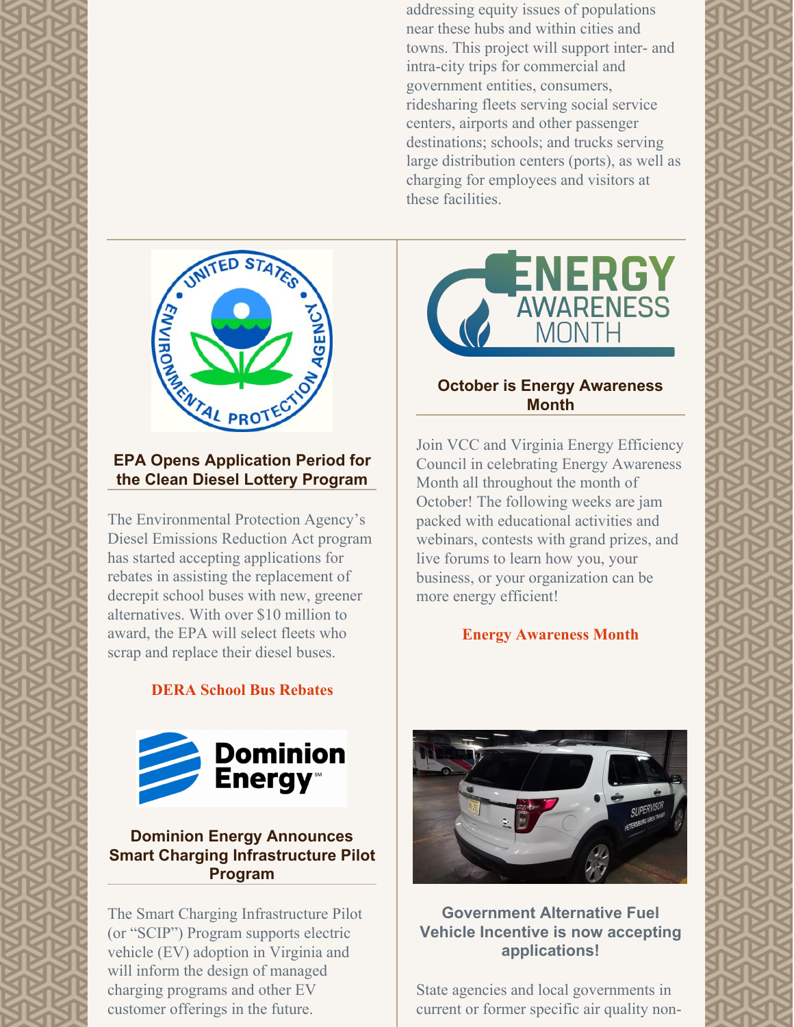addressing equity issues of populations near these hubs and within cities and towns. This project will support inter- and intra-city trips for commercial and government entities, consumers, ridesharing fleets serving social service centers, airports and other passenger destinations; schools; and trucks serving large distribution centers (ports), as well as charging for employees and visitors at these facilities.

### EPA Opens Application Period for the Clean Diesel Lottery Program

The Environmental Protection Agency's Diesel Emissions Reduction Act program has started accepting applications for rebates in assisting the replacement of decrepit school buses with new, greener alternatives. With over $10 million to award, the EPA will select fleets who scrap and replace their diesel buses.

**DERA School Bus Rebates**

### October is Energy Awareness Month

Join VCC and Virginia Energy Efficiency Council in celebrating Energy Awareness Month all throughout the month of October! The following weeks are jam packed with educational activities and webinars, contests with grand prizes, and live forums to learn how you, your business, or your organization can be more energy efficient!

**Energy Awareness Month**

### Dominion Energy Announces Smart Charging Infrastructure Pilot Program

The Smart Charging Infrastructure Pilot (or "SCIP") Program supports electric vehicle (EV) adoption in Virginia and will inform the design of managed charging programs and other EV customer offerings in the future.

### Government Alternative Fuel Vehicle Incentive is now accepting applications!

State agencies and local governments in current or former specific air quality non-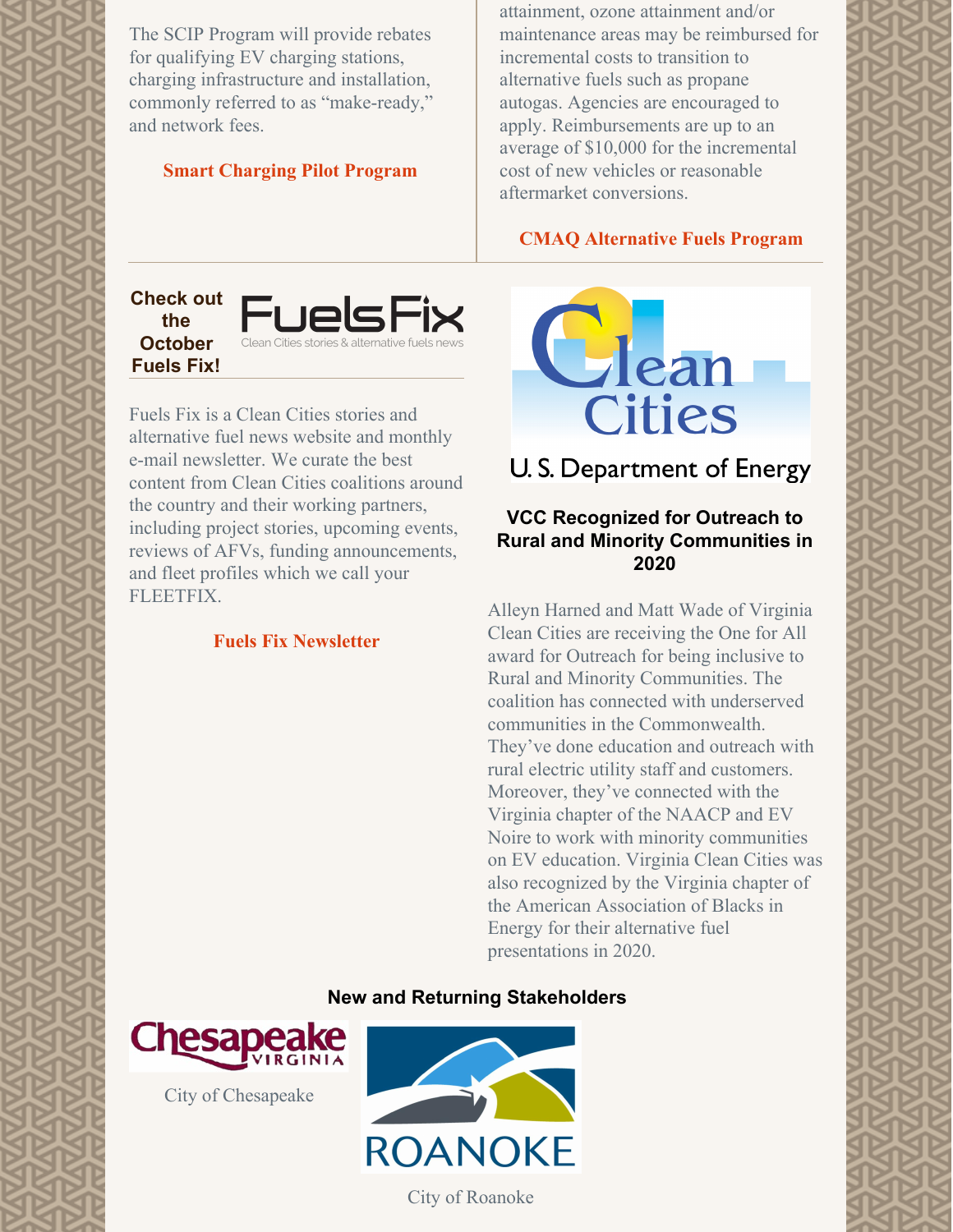The SCIP Program will provide rebates for qualifying EV charging stations, charging infrastructure and installation, commonly referred to as "make-ready," and network fees.

**Smart Charging Pilot Program**

attainment, ozone attainment and/or maintenance areas may be reimbursed for incremental costs to transition to alternative fuels such as propane autogas. Agencies are encouraged to apply. Reimbursements are up to an average of $10,000 for the incremental cost of new vehicles or reasonable aftermarket conversions.

**CMAQ Alternative Fuels Program**

**Check out the October Fuels Fix!**

FuelsFix

Clean Cities stories & alternative fuels news

Fuels Fix is a Clean Cities stories and alternative fuel news website and monthly e-mail newsletter. We curate the best content from Clean Cities coalitions around the country and their working partners, including project stories, upcoming events, reviews of AFVs, funding announcements, and fleet profiles which we call your FLEETFIX.

**Fuels Fix Newsletter**

Clean Cities

U. S. Department of Energy

### VCC Recognized for Outreach to Rural and Minority Communities in 2020

Alleyn Harned and Matt Wade of Virginia Clean Cities are receiving the One for All award for Outreach for being inclusive to Rural and Minority Communities. The coalition has connected with underserved communities in the Commonwealth. They've done education and outreach with rural electric utility staff and customers. Moreover, they've connected with the Virginia chapter of the NAACP and EV Noire to work with minority communities on EV education. Virginia Clean Cities was also recognized by the Virginia chapter of the American Association of Blacks in Energy for their alternative fuel presentations in 2020.

### New and Returning Stakeholders

Chesapeake VIRGINIA

City of Chesapeake

ROANOKE

City of Roanoke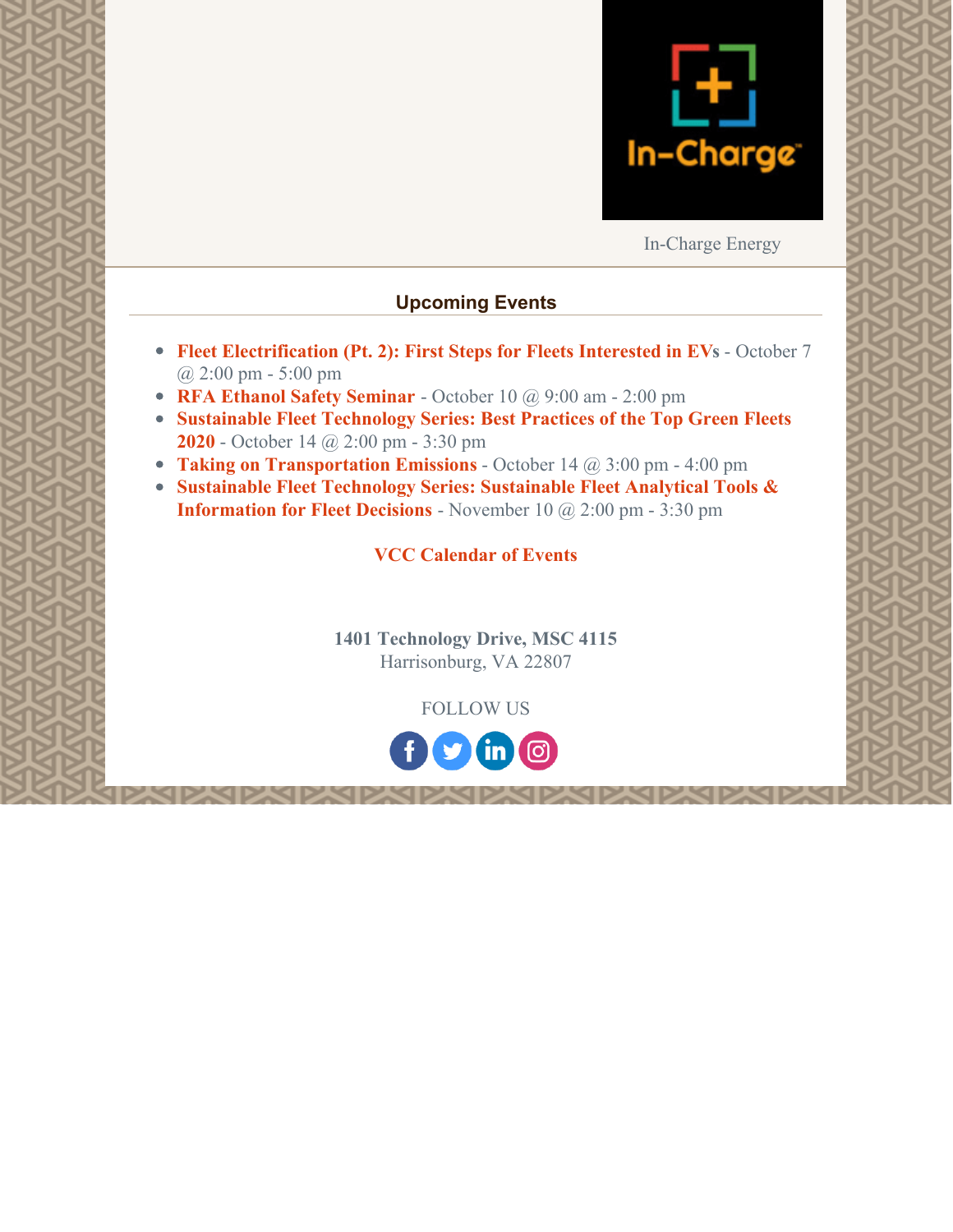In-Charge Energy

## Upcoming Events

- **Fleet Electrification (Pt. 2): First Steps for Fleets Interested in EVs** - October 7 @ 2:00 pm - 5:00 pm
- **RFA Ethanol Safety Seminar** - October 10 @ 9:00 am - 2:00 pm
- **Sustainable Fleet Technology Series: Best Practices of the Top Green Fleets 2020** - October 14 @ 2:00 pm - 3:30 pm
- **Taking on Transportation Emissions** - October 14 @ 3:00 pm - 4:00 pm
- **Sustainable Fleet Technology Series: Sustainable Fleet Analytical Tools & Information for Fleet Decisions** - November 10 @ 2:00 pm - 3:30 pm

**VCC Calendar of Events**

**1401 Technology Drive, MSC 4115**
Harrisonburg, VA 22807

FOLLOW US